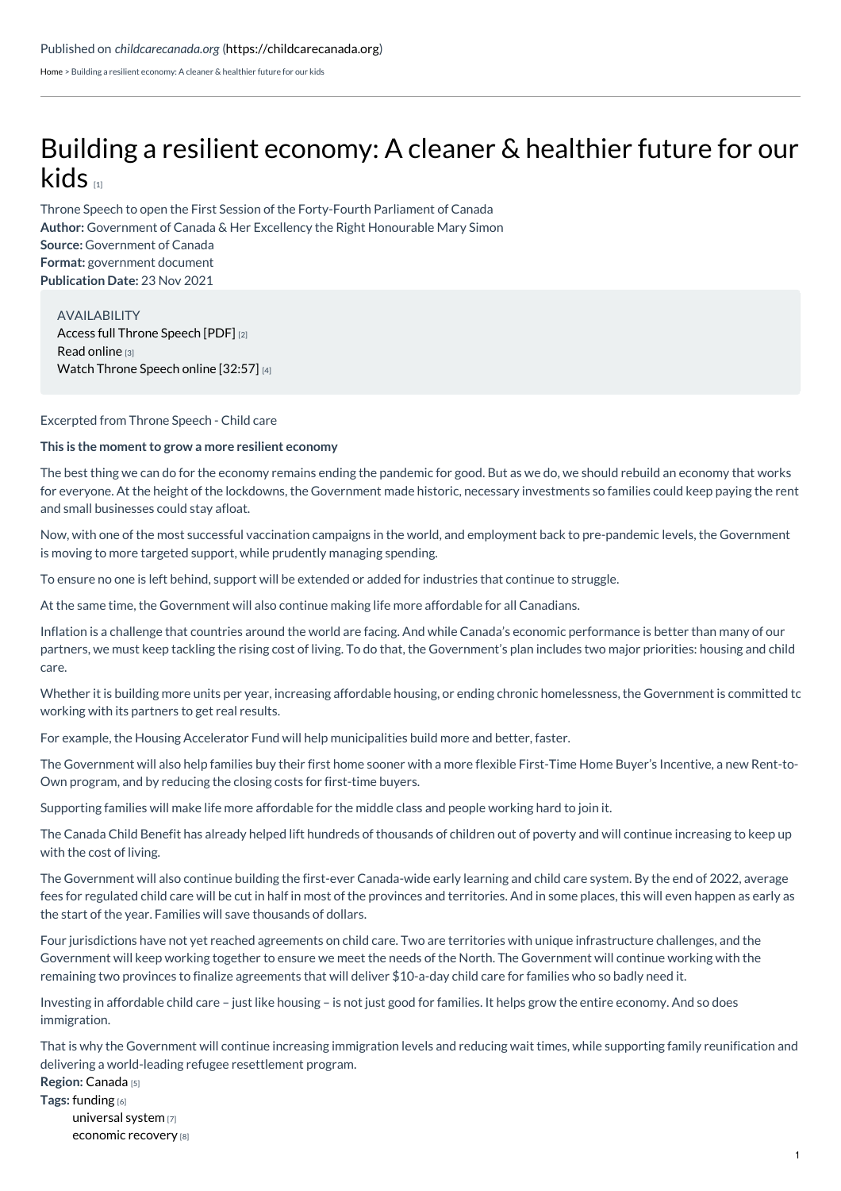Published on *childcarecanada.org* (https://childcarecanada.org)

Home > Building a resilient economy: A cleaner & healthier future for our kids

# Building a resilient economy: A cleaner & healthier future for our kids [1]

Throne Speech to open the First Session of the Forty-Fourth Parliament of Canada
**Author:** Government of Canada & Her Excellency the Right Honourable Mary Simon
**Source:** Government of Canada
**Format:** government document
**Publication Date:** 23 Nov 2021

AVAILABILITY
Access full Throne Speech [PDF] [2]
Read online [3]
Watch Throne Speech online [32:57] [4]

Excerpted from Throne Speech - Child care

**This is the moment to grow a more resilient economy**

The best thing we can do for the economy remains ending the pandemic for good. But as we do, we should rebuild an economy that works for everyone. At the height of the lockdowns, the Government made historic, necessary investments so families could keep paying the rent and small businesses could stay afloat.

Now, with one of the most successful vaccination campaigns in the world, and employment back to pre-pandemic levels, the Government is moving to more targeted support, while prudently managing spending.

To ensure no one is left behind, support will be extended or added for industries that continue to struggle.

At the same time, the Government will also continue making life more affordable for all Canadians.

Inflation is a challenge that countries around the world are facing. And while Canada's economic performance is better than many of our partners, we must keep tackling the rising cost of living. To do that, the Government's plan includes two major priorities: housing and child care.

Whether it is building more units per year, increasing affordable housing, or ending chronic homelessness, the Government is committed to working with its partners to get real results.

For example, the Housing Accelerator Fund will help municipalities build more and better, faster.

The Government will also help families buy their first home sooner with a more flexible First-Time Home Buyer's Incentive, a new Rent-to-Own program, and by reducing the closing costs for first-time buyers.

Supporting families will make life more affordable for the middle class and people working hard to join it.

The Canada Child Benefit has already helped lift hundreds of thousands of children out of poverty and will continue increasing to keep up with the cost of living.

The Government will also continue building the first-ever Canada-wide early learning and child care system. By the end of 2022, average fees for regulated child care will be cut in half in most of the provinces and territories. And in some places, this will even happen as early as the start of the year. Families will save thousands of dollars.

Four jurisdictions have not yet reached agreements on child care. Two are territories with unique infrastructure challenges, and the Government will keep working together to ensure we meet the needs of the North. The Government will continue working with the remaining two provinces to finalize agreements that will deliver $10-a-day child care for families who so badly need it.

Investing in affordable child care – just like housing – is not just good for families. It helps grow the entire economy. And so does immigration.

That is why the Government will continue increasing immigration levels and reducing wait times, while supporting family reunification and delivering a world-leading refugee resettlement program.

**Region:** Canada [5]
**Tags:** funding [6]
universal system [7]
economic recovery [8]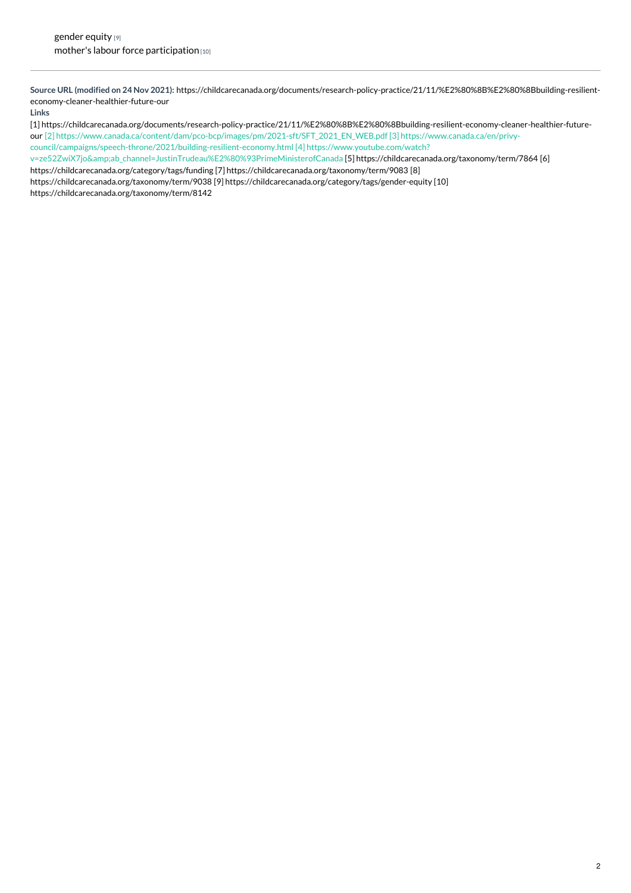gender equity [9]
mother's labour force participation [10]

---

**Source URL (modified on 24 Nov 2021):** https://childcarecanada.org/documents/research-policy-practice/21/11/%E2%80%8B%E2%80%8Bbuilding-resilient-economy-cleaner-healthier-future-our

**Links**

[1] https://childcarecanada.org/documents/research-policy-practice/21/11/%E2%80%8B%E2%80%8Bbuilding-resilient-economy-cleaner-healthier-future-our [2] https://www.canada.ca/content/dam/pco-bcp/images/pm/2021-sft/SFT_2021_EN_WEB.pdf [3] https://www.canada.ca/en/privy-council/campaigns/speech-throne/2021/building-resilient-economy.html [4] https://www.youtube.com/watch?v=ze52ZwiX7jo&amp;ab_channel=JustinTrudeau%E2%80%93PrimeMinisterofCanada [5] https://childcarecanada.org/taxonomy/term/7864 [6] https://childcarecanada.org/category/tags/funding [7] https://childcarecanada.org/taxonomy/term/9083 [8] https://childcarecanada.org/taxonomy/term/9038 [9] https://childcarecanada.org/category/tags/gender-equity [10] https://childcarecanada.org/taxonomy/term/8142